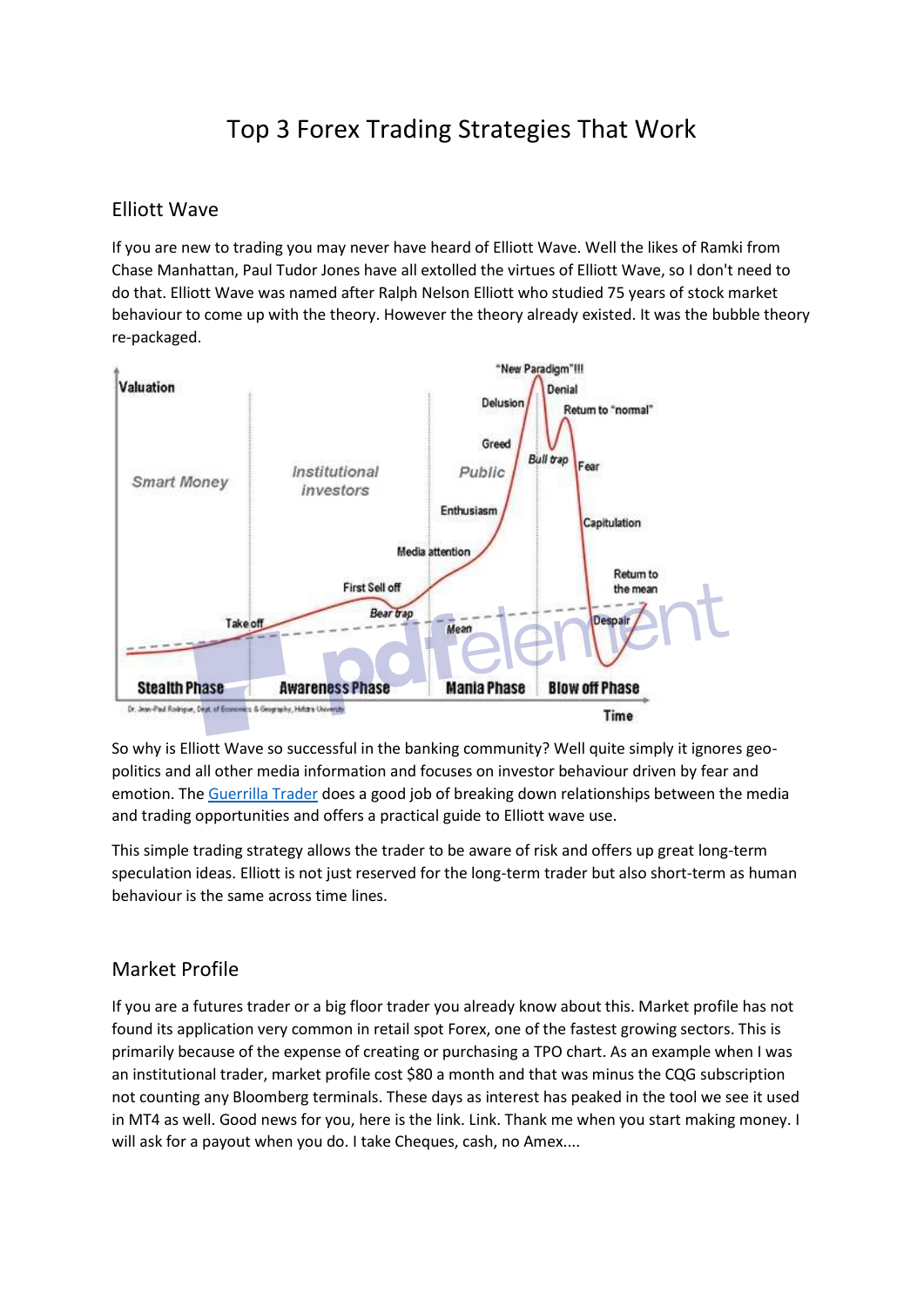# Top 3 Forex Trading Strategies That Work

## Elliott Wave

If you are new to trading you may never have heard of Elliott Wave. Well the likes of Ramki from Chase Manhattan, Paul Tudor Jones have all extolled the virtues of Elliott Wave, so I don't need to do that. Elliott Wave was named after Ralph Nelson Elliott who studied 75 years of stock market behaviour to come up with the theory. However the theory already existed. It was the bubble theory re-packaged.

So why is Elliott Wave so successful in the banking community? Well quite simply it ignores geo-politics and all other media information and focuses on investor behaviour driven by fear and emotion. The Guerrilla Trader does a good job of breaking down relationships between the media and trading opportunities and offers a practical guide to Elliott wave use.

This simple trading strategy allows the trader to be aware of risk and offers up great long-term speculation ideas. Elliott is not just reserved for the long-term trader but also short-term as human behaviour is the same across time lines.

## Market Profile

If you are a futures trader or a big floor trader you already know about this. Market profile has not found its application very common in retail spot Forex, one of the fastest growing sectors. This is primarily because of the expense of creating or purchasing a TPO chart. As an example when I was an institutional trader, market profile cost $80 a month and that was minus the CQG subscription not counting any Bloomberg terminals. These days as interest has peaked in the tool we see it used in MT4 as well. Good news for you, here is the link. Link. Thank me when you start making money. I will ask for a payout when you do. I take Cheques, cash, no Amex....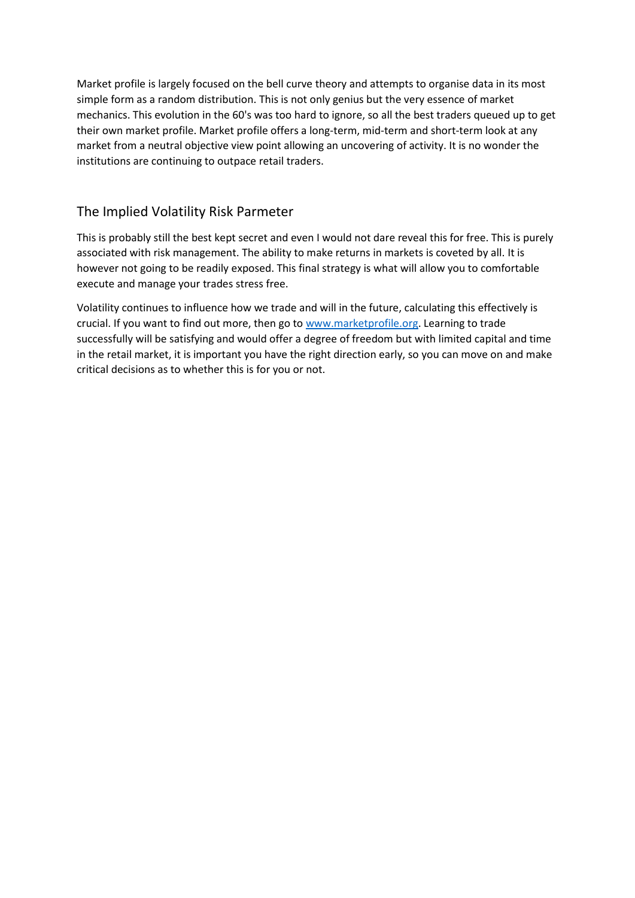Market profile is largely focused on the bell curve theory and attempts to organise data in its most simple form as a random distribution. This is not only genius but the very essence of market mechanics. This evolution in the 60's was too hard to ignore, so all the best traders queued up to get their own market profile. Market profile offers a long-term, mid-term and short-term look at any market from a neutral objective view point allowing an uncovering of activity. It is no wonder the institutions are continuing to outpace retail traders.

## The Implied Volatility Risk Parmeter

This is probably still the best kept secret and even I would not dare reveal this for free. This is purely associated with risk management. The ability to make returns in markets is coveted by all. It is however not going to be readily exposed. This final strategy is what will allow you to comfortable execute and manage your trades stress free.

Volatility continues to influence how we trade and will in the future, calculating this effectively is crucial. If you want to find out more, then go to [www.marketprofile.org](http://www.marketprofile.org). Learning to trade successfully will be satisfying and would offer a degree of freedom but with limited capital and time in the retail market, it is important you have the right direction early, so you can move on and make critical decisions as to whether this is for you or not.